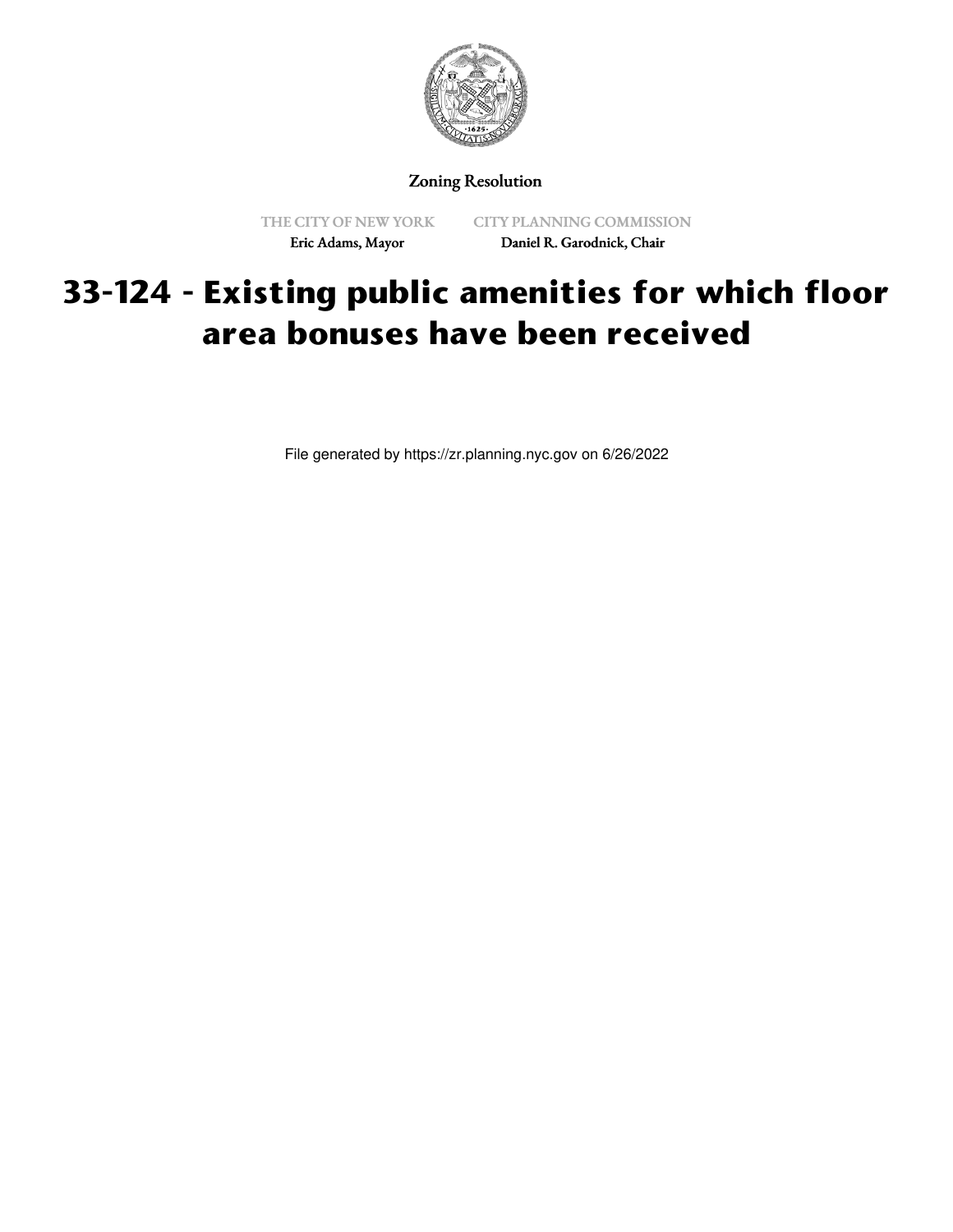Zoning Resolution

THE CITY OF NEW YORK
Eric Adams, Mayor

CITY PLANNING COMMISSION
Daniel R. Garodnick, Chair

# 33-124 - Existing public amenities for which floor area bonuses have been received

File generated by https://zr.planning.nyc.gov on 6/26/2022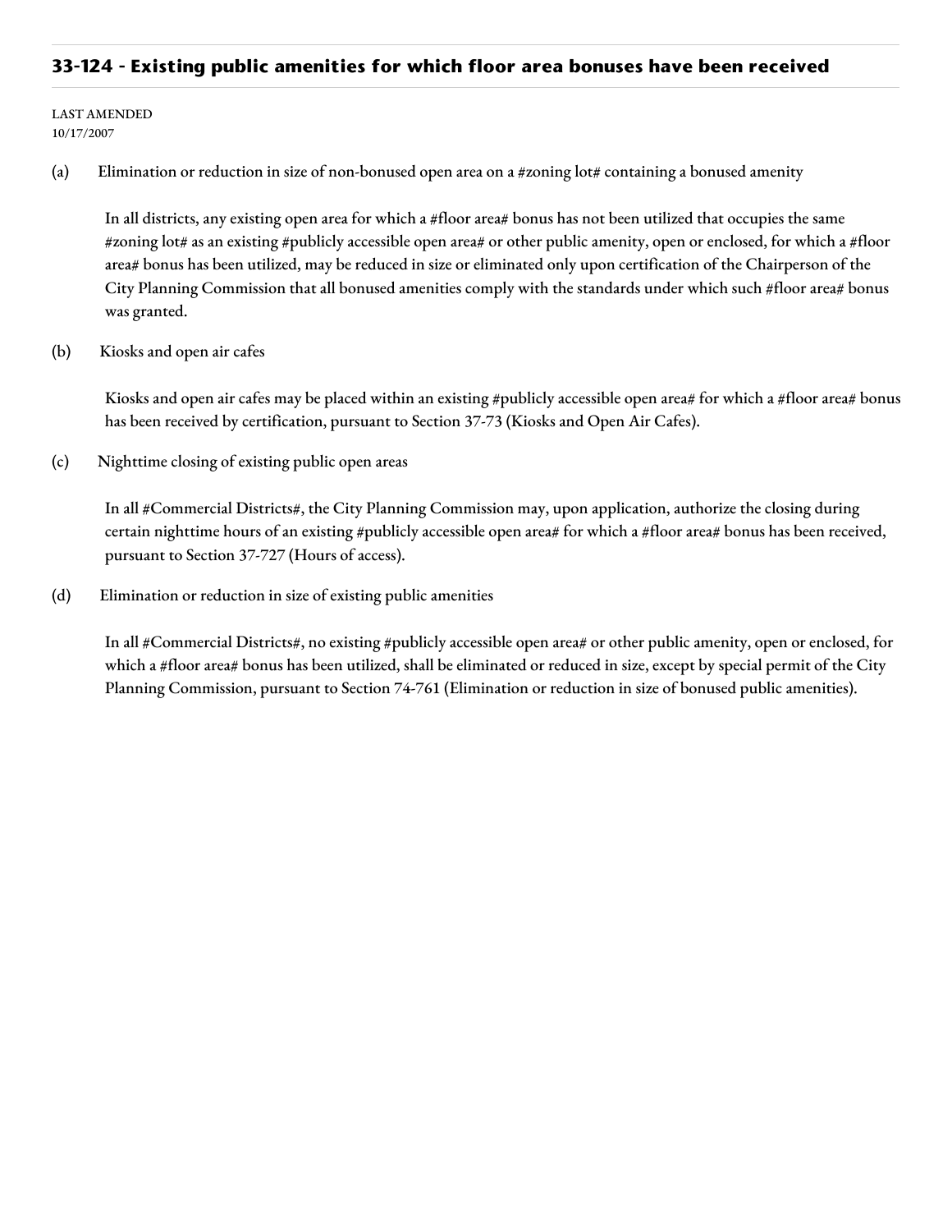## 33-124 - Existing public amenities for which floor area bonuses have been received

LAST AMENDED
10/17/2007

(a) Elimination or reduction in size of non-bonused open area on a #zoning lot# containing a bonused amenity

In all districts, any existing open area for which a #floor area# bonus has not been utilized that occupies the same #zoning lot# as an existing #publicly accessible open area# or other public amenity, open or enclosed, for which a #floor area# bonus has been utilized, may be reduced in size or eliminated only upon certification of the Chairperson of the City Planning Commission that all bonused amenities comply with the standards under which such #floor area# bonus was granted.

(b) Kiosks and open air cafes

Kiosks and open air cafes may be placed within an existing #publicly accessible open area# for which a #floor area# bonus has been received by certification, pursuant to Section 37-73 (Kiosks and Open Air Cafes).

(c) Nighttime closing of existing public open areas

In all #Commercial Districts#, the City Planning Commission may, upon application, authorize the closing during certain nighttime hours of an existing #publicly accessible open area# for which a #floor area# bonus has been received, pursuant to Section 37-727 (Hours of access).

(d) Elimination or reduction in size of existing public amenities

In all #Commercial Districts#, no existing #publicly accessible open area# or other public amenity, open or enclosed, for which a #floor area# bonus has been utilized, shall be eliminated or reduced in size, except by special permit of the City Planning Commission, pursuant to Section 74-761 (Elimination or reduction in size of bonused public amenities).